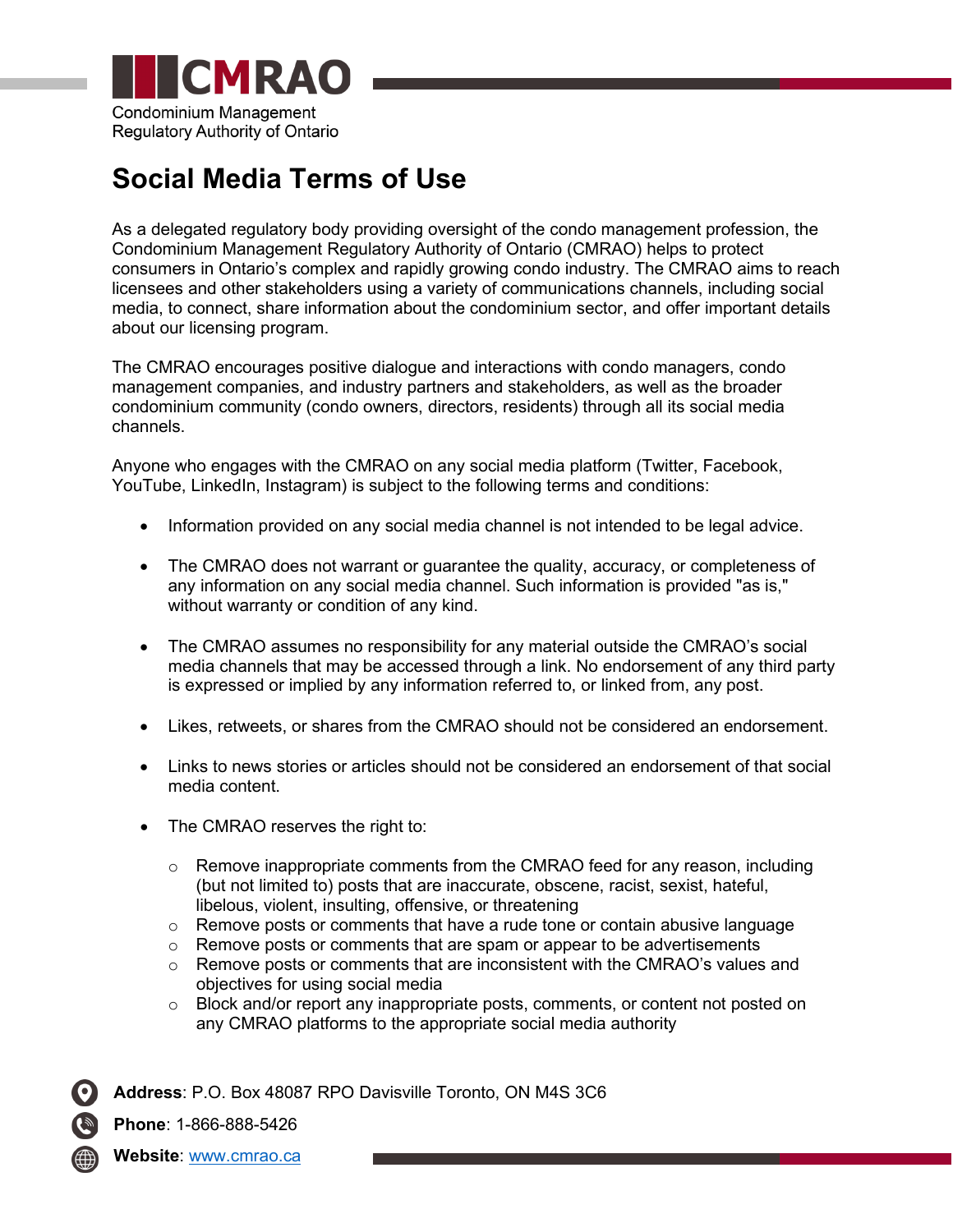CMRAO

Condominium Management Regulatory Authority of Ontario

# Social Media Terms of Use

As a delegated regulatory body providing oversight of the condo management profession, the Condominium Management Regulatory Authority of Ontario (CMRAO) helps to protect consumers in Ontario's complex and rapidly growing condo industry. The CMRAO aims to reach licensees and other stakeholders using a variety of communications channels, including social media, to connect, share information about the condominium sector, and offer important details about our licensing program.

The CMRAO encourages positive dialogue and interactions with condo managers, condo management companies, and industry partners and stakeholders, as well as the broader condominium community (condo owners, directors, residents) through all its social media channels.

Anyone who engages with the CMRAO on any social media platform (Twitter, Facebook, YouTube, LinkedIn, Instagram) is subject to the following terms and conditions:

- Information provided on any social media channel is not intended to be legal advice.
- The CMRAO does not warrant or guarantee the quality, accuracy, or completeness of any information on any social media channel. Such information is provided "as is," without warranty or condition of any kind.
- The CMRAO assumes no responsibility for any material outside the CMRAO's social media channels that may be accessed through a link. No endorsement of any third party is expressed or implied by any information referred to, or linked from, any post.
- Likes, retweets, or shares from the CMRAO should not be considered an endorsement.
- Links to news stories or articles should not be considered an endorsement of that social media content.
- The CMRAO reserves the right to:
    - Remove inappropriate comments from the CMRAO feed for any reason, including (but not limited to) posts that are inaccurate, obscene, racist, sexist, hateful, libelous, violent, insulting, offensive, or threatening
    - Remove posts or comments that have a rude tone or contain abusive language
    - Remove posts or comments that are spam or appear to be advertisements
    - Remove posts or comments that are inconsistent with the CMRAO's values and objectives for using social media
    - Block and/or report any inappropriate posts, comments, or content not posted on any CMRAO platforms to the appropriate social media authority

**Address**: P.O. Box 48087 RPO Davisville Toronto, ON M4S 3C6

**Phone**: 1-866-888-5426

**Website**: www.cmrao.ca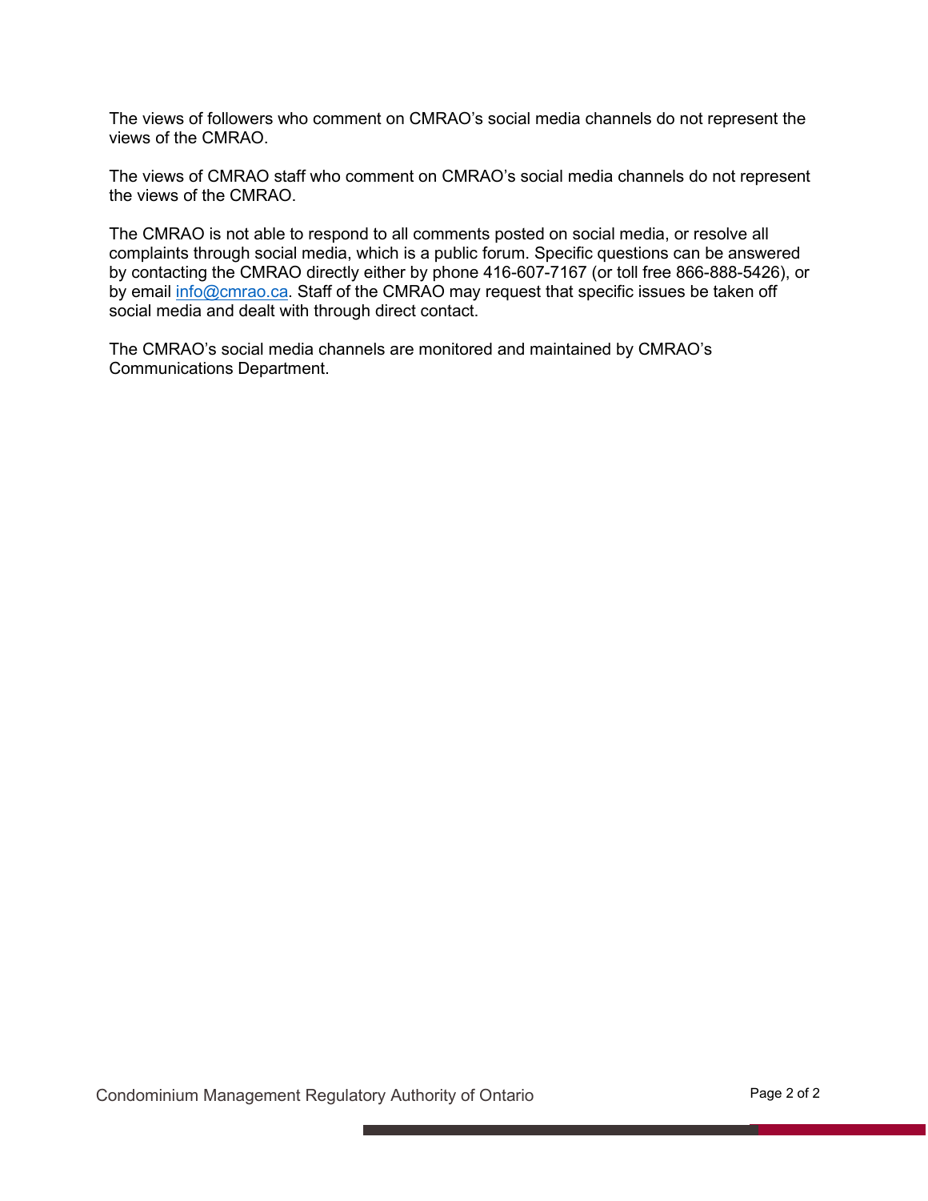The views of followers who comment on CMRAO's social media channels do not represent the views of the CMRAO.

The views of CMRAO staff who comment on CMRAO's social media channels do not represent the views of the CMRAO.

The CMRAO is not able to respond to all comments posted on social media, or resolve all complaints through social media, which is a public forum. Specific questions can be answered by contacting the CMRAO directly either by phone 416-607-7167 (or toll free 866-888-5426), or by email [info@cmrao.ca](mailto:info@cmrao.ca). Staff of the CMRAO may request that specific issues be taken off social media and dealt with through direct contact.

The CMRAO's social media channels are monitored and maintained by CMRAO's Communications Department.